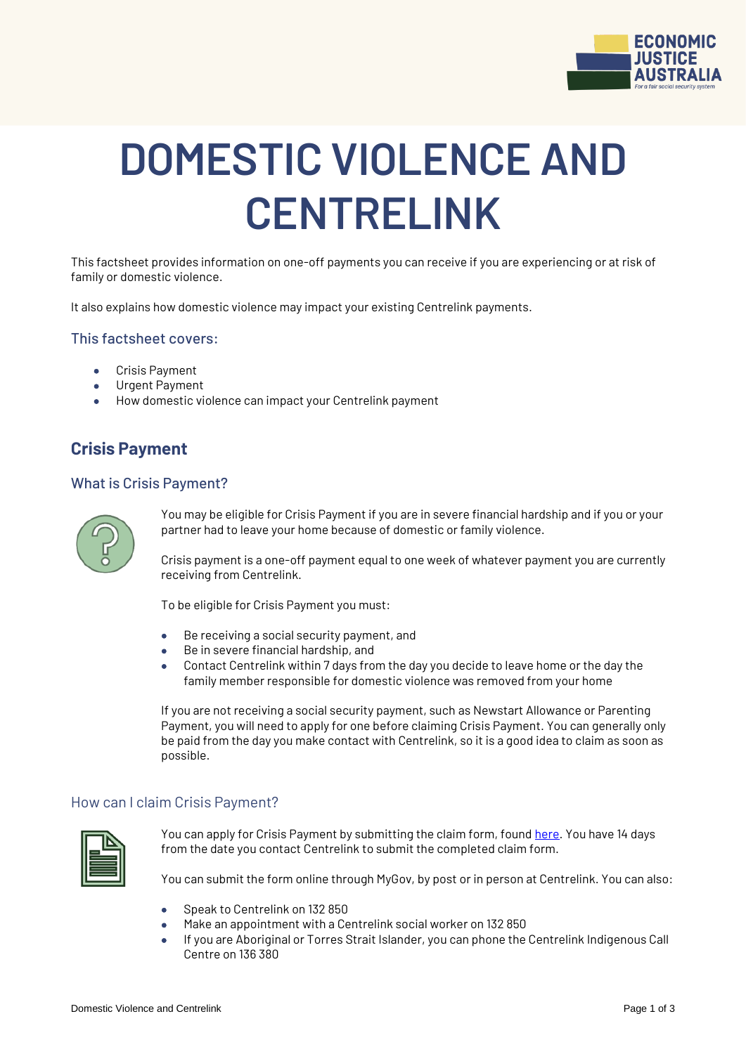# DOMESTIC VIOLENCE AND CENTRELINK

This factsheet provides information on one-off payments you can receive if you are experiencing or at risk of family or domestic violence.

It also explains how domestic violence may impact your existing Centrelink payments.

### This factsheet covers:

- Crisis Payment
- Urgent Payment
- How domestic violence can impact your Centrelink payment

## Crisis Payment

### What is Crisis Payment?

You may be eligible for Crisis Payment if you are in severe financial hardship and if you or your partner had to leave your home because of domestic or family violence.

Crisis payment is a one-off payment equal to one week of whatever payment you are currently receiving from Centrelink.

To be eligible for Crisis Payment you must:

- Be receiving a social security payment, and
- Be in severe financial hardship, and
- Contact Centrelink within 7 days from the day you decide to leave home or the day the family member responsible for domestic violence was removed from your home

If you are not receiving a social security payment, such as Newstart Allowance or Parenting Payment, you will need to apply for one before claiming Crisis Payment. You can generally only be paid from the day you make contact with Centrelink, so it is a good idea to claim as soon as possible.

### How can I claim Crisis Payment?

You can apply for Crisis Payment by submitting the claim form, found here. You have 14 days from the date you contact Centrelink to submit the completed claim form.

You can submit the form online through MyGov, by post or in person at Centrelink. You can also:

- Speak to Centrelink on 132 850
- Make an appointment with a Centrelink social worker on 132 850
- If you are Aboriginal or Torres Strait Islander, you can phone the Centrelink Indigenous Call Centre on 136 380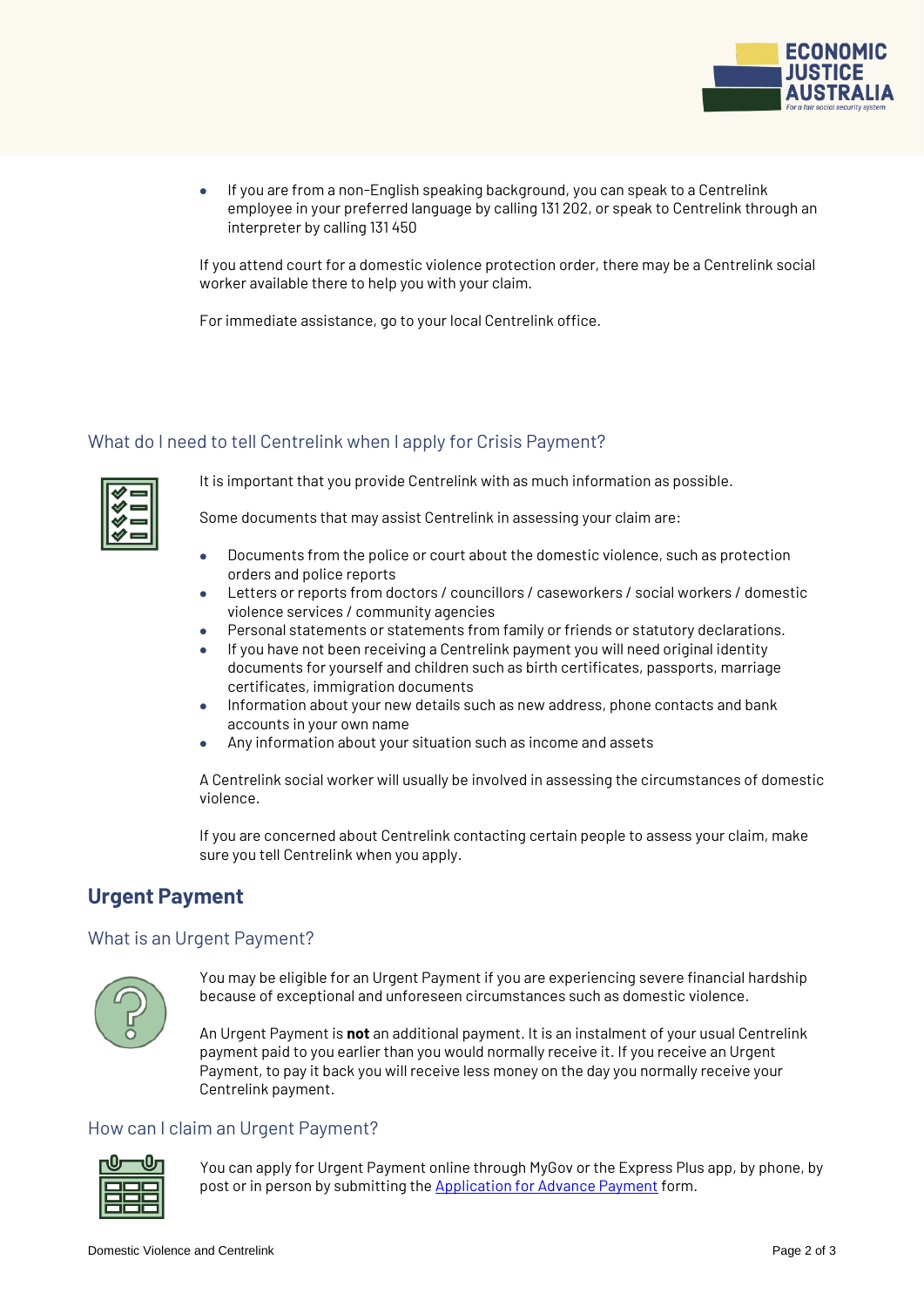- If you are from a non-English speaking background, you can speak to a Centrelink employee in your preferred language by calling 131 202, or speak to Centrelink through an interpreter by calling 131 450

If you attend court for a domestic violence protection order, there may be a Centrelink social worker available there to help you with your claim.

For immediate assistance, go to your local Centrelink office.

### What do I need to tell Centrelink when I apply for Crisis Payment?

It is important that you provide Centrelink with as much information as possible.

Some documents that may assist Centrelink in assessing your claim are:

- Documents from the police or court about the domestic violence, such as protection orders and police reports
- Letters or reports from doctors / councillors / caseworkers / social workers / domestic violence services / community agencies
- Personal statements or statements from family or friends or statutory declarations.
- If you have not been receiving a Centrelink payment you will need original identity documents for yourself and children such as birth certificates, passports, marriage certificates, immigration documents
- Information about your new details such as new address, phone contacts and bank accounts in your own name
- Any information about your situation such as income and assets

A Centrelink social worker will usually be involved in assessing the circumstances of domestic violence.

If you are concerned about Centrelink contacting certain people to assess your claim, make sure you tell Centrelink when you apply.

## Urgent Payment

### What is an Urgent Payment?

You may be eligible for an Urgent Payment if you are experiencing severe financial hardship because of exceptional and unforeseen circumstances such as domestic violence.

An Urgent Payment is **not** an additional payment. It is an instalment of your usual Centrelink payment paid to you earlier than you would normally receive it. If you receive an Urgent Payment, to pay it back you will receive less money on the day you normally receive your Centrelink payment.

### How can I claim an Urgent Payment?

You can apply for Urgent Payment online through MyGov or the Express Plus app, by phone, by post or in person by submitting the Application for Advance Payment form.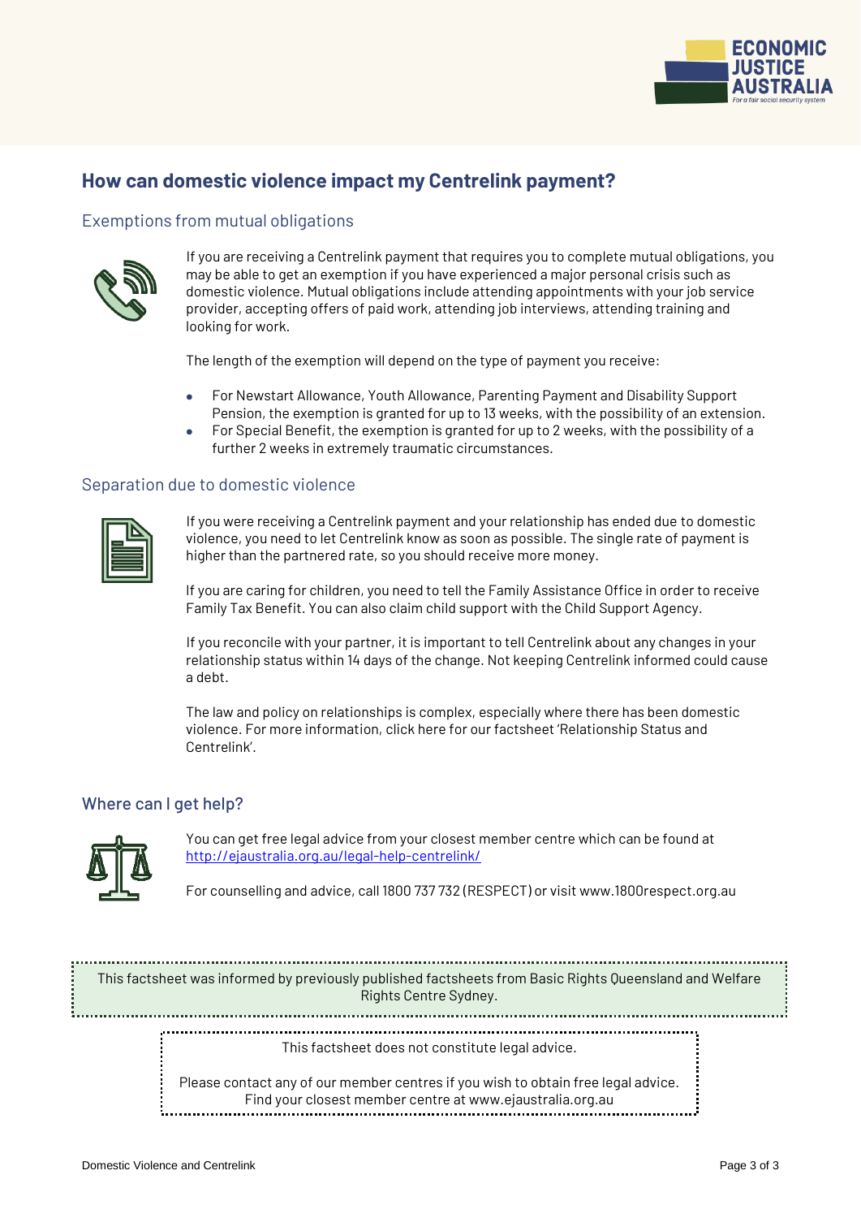## How can domestic violence impact my Centrelink payment?

### Exemptions from mutual obligations

If you are receiving a Centrelink payment that requires you to complete mutual obligations, you may be able to get an exemption if you have experienced a major personal crisis such as domestic violence. Mutual obligations include attending appointments with your job service provider, accepting offers of paid work, attending job interviews, attending training and looking for work.

The length of the exemption will depend on the type of payment you receive:

- For Newstart Allowance, Youth Allowance, Parenting Payment and Disability Support Pension, the exemption is granted for up to 13 weeks, with the possibility of an extension.
- For Special Benefit, the exemption is granted for up to 2 weeks, with the possibility of a further 2 weeks in extremely traumatic circumstances.

### Separation due to domestic violence

If you were receiving a Centrelink payment and your relationship has ended due to domestic violence, you need to let Centrelink know as soon as possible. The single rate of payment is higher than the partnered rate, so you should receive more money.

If you are caring for children, you need to tell the Family Assistance Office in order to receive Family Tax Benefit. You can also claim child support with the Child Support Agency.

If you reconcile with your partner, it is important to tell Centrelink about any changes in your relationship status within 14 days of the change. Not keeping Centrelink informed could cause a debt.

The law and policy on relationships is complex, especially where there has been domestic violence. For more information, click here for our factsheet 'Relationship Status and Centrelink'.

### Where can I get help?

You can get free legal advice from your closest member centre which can be found at [http://ejaustralia.org.au/legal-help-centrelink/](http://ejaustralia.org.au/legal-help-centrelink/)

For counselling and advice, call 1800 737 732 (RESPECT) or visit www.1800respect.org.au

This factsheet was informed by previously published factsheets from Basic Rights Queensland and Welfare Rights Centre Sydney.

This factsheet does not constitute legal advice.

Please contact any of our member centres if you wish to obtain free legal advice. Find your closest member centre at www.ejaustralia.org.au